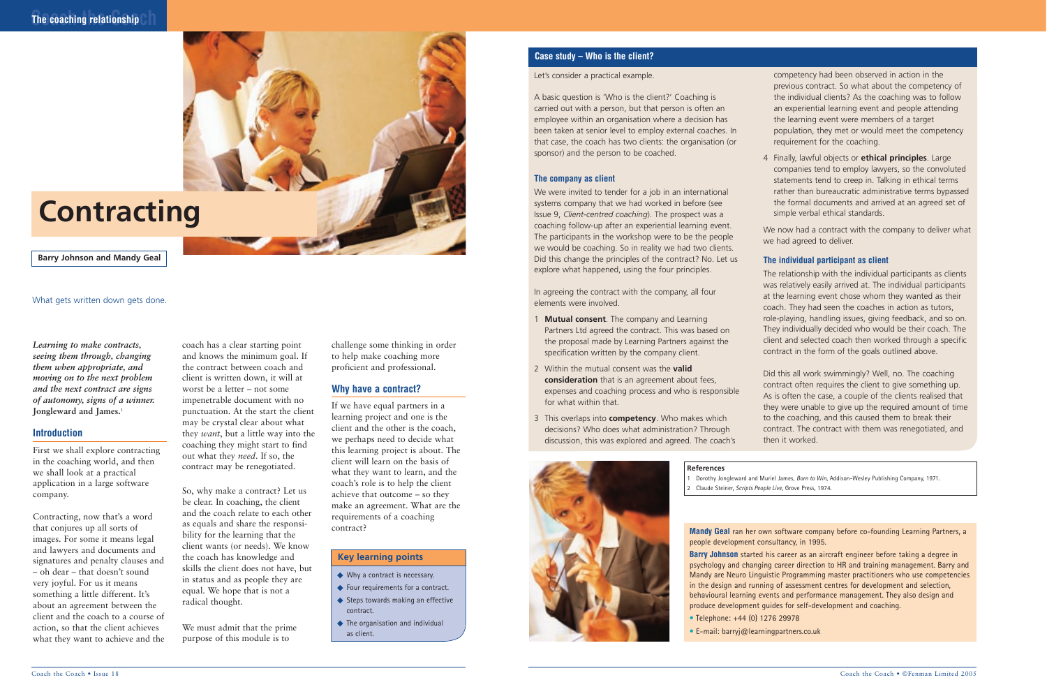# Contracting

**Barry Johnson and Mandy Geal**

What gets written down gets done.

***Learning to make contracts, seeing them through, changing them when appropriate, and moving on to the next problem and the next contract are signs of autonomy, signs of a winner.*** **Jongleward and James.**[1]

## Introduction

First we shall explore contracting in the coaching world, and then we shall look at a practical application in a large software company.

Contracting, now that's a word that conjures up all sorts of images. For some it means legal and lawyers and documents and signatures and penalty clauses and – oh dear – that doesn't sound very joyful. For us it means something a little different. It's about an agreement between the client and the coach to a course of action, so that the client achieves what they want to achieve and the coach has a clear starting point and knows the minimum goal. If the contract between coach and client is written down, it will at worst be a letter – not some impenetrable document with no punctuation. At the start the client may be crystal clear about what they *want*, but a little way into the coaching they might start to find out what they *need*. If so, the contract may be renegotiated.

So, why make a contract? Let us be clear. In coaching, the client and the coach relate to each other as equals and share the responsibility for the learning that the client wants (or needs). We know the coach has knowledge and skills the client does not have, but in status and as people they are equal. We hope that is not a radical thought.

We must admit that the prime purpose of this module is to challenge some thinking in order to help make coaching more proficient and professional.

## Why have a contract?

If we have equal partners in a learning project and one is the client and the other is the coach, we perhaps need to decide what this learning project is about. The client will learn on the basis of what they want to learn, and the coach's role is to help the client achieve that outcome – so they make an agreement. What are the requirements of a coaching contract?

### Key learning points

- Why a contract is necessary.
- Four requirements for a contract.
- Steps towards making an effective contract.
- The organisation and individual as client.

## Case study – Who is the client?

Let's consider a practical example.

A basic question is 'Who is the client?' Coaching is carried out with a person, but that person is often an employee within an organisation where a decision has been taken at senior level to employ external coaches. In that case, the coach has two clients: the organisation (or sponsor) and the person to be coached.

### The company as client

We were invited to tender for a job in an international systems company that we had worked in before (see Issue 9, *Client-centred coaching*). The prospect was a coaching follow-up after an experiential learning event. The participants in the workshop were to be the people we would be coaching. So in reality we had two clients. Did this change the principles of the contract? No. Let us explore what happened, using the four principles.

In agreeing the contract with the company, all four elements were involved.

1. **Mutual consent**. The company and Learning Partners Ltd agreed the contract. This was based on the proposal made by Learning Partners against the specification written by the company client.
2. Within the mutual consent was the **valid consideration** that is an agreement about fees, expenses and coaching process and who is responsible for what within that.
3. This overlaps into **competency**. Who makes which decisions? Who does what administration? Through discussion, this was explored and agreed. The coach's competency had been observed in action in the previous contract. So what about the competency of the individual clients? As the coaching was to follow an experiential learning event and people attending the learning event were members of a target population, they met or would meet the competency requirement for the coaching.
4. Finally, lawful objects or **ethical principles**. Large companies tend to employ lawyers, so the convoluted statements tend to creep in. Talking in ethical terms rather than bureaucratic administrative terms bypassed the formal documents and arrived at an agreed set of simple verbal ethical standards.

We now had a contract with the company to deliver what we had agreed to deliver.

### The individual participant as client

The relationship with the individual participants as clients was relatively easily arrived at. The individual participants at the learning event chose whom they wanted as their coach. They had seen the coaches in action as tutors, role-playing, handling issues, giving feedback, and so on. They individually decided who would be their coach. The client and selected coach then worked through a specific contract in the form of the goals outlined above.

Did this all work swimmingly? Well, no. The coaching contract often requires the client to give something up. As is often the case, a couple of the clients realised that they were unable to give up the required amount of time to the coaching, and this caused them to break their contract. The contract with them was renegotiated, and then it worked.

**References**

1. Dorothy Jongleward and Muriel James, *Born to Win*, Addison-Wesley Publishing Company, 1971.
2. Claude Steiner, *Scripts People Live*, Grove Press, 1974.

**Mandy Geal** ran her own software company before co-founding Learning Partners, a people development consultancy, in 1995.

**Barry Johnson** started his career as an aircraft engineer before taking a degree in psychology and changing career direction to HR and training management. Barry and Mandy are Neuro Linguistic Programming master practitioners who use competencies in the design and running of assessment centres for development and selection, behavioural learning events and performance management. They also design and produce development guides for self-development and coaching.

- Telephone: +44 (0) 1276 29978
- E-mail: barryj@learningpartners.co.uk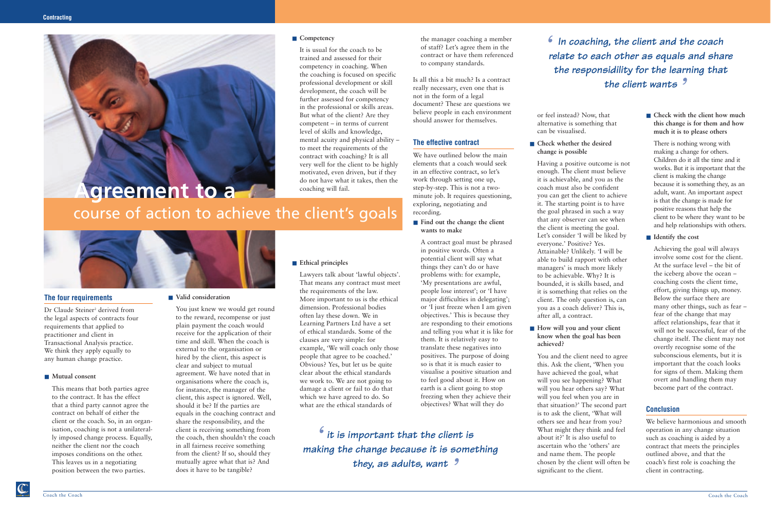# Agreement to a course of action to achieve the client's goals

## The four requirements

Dr Claude Steiner[2] derived from the legal aspects of contracts four requirements that applied to practitioner and client in Transactional Analysis practice. We think they apply equally to any human change practice.

### Mutual consent

This means that both parties agree to the contract. It has the effect that a third party cannot agree the contract on behalf of either the client or the coach. So, in an organisation, coaching is not a unilaterally imposed change process. Equally, neither the client nor the coach imposes conditions on the other. This leaves us in a negotiating position between the two parties.

### Valid consideration

You just knew we would get round to the reward, recompense or just plain payment the coach would receive for the application of their time and skill. When the coach is external to the organisation or hired by the client, this aspect is clear and subject to mutual agreement. We have noted that in organisations where the coach is, for instance, the manager of the client, this aspect is ignored. Well, should it be? If the parties are equals in the coaching contract and share the responsibility, and the client is receiving something from the coach, then shouldn't the coach in all fairness receive something from the client? If so, should they mutually agree what that is? And does it have to be tangible?

### Competency

It is usual for the coach to be trained and assessed for their competency in coaching. When the coaching is focused on specific professional development or skill development, the coach will be further assessed for competency in the professional or skills areas. But what of the client? Are they competent – in terms of current level of skills and knowledge, mental acuity and physical ability – to meet the requirements of the contract with coaching? It is all very well for the client to be highly motivated, even driven, but if they do not have what it takes, then the coaching will fail.

### Ethical principles

Lawyers talk about 'lawful objects'. That means any contract must meet the requirements of the law. More important to us is the ethical dimension. Professional bodies often lay these down. We in Learning Partners Ltd have a set of ethical standards. Some of the clauses are very simple: for example, 'We will coach only those people that agree to be coached.' Obvious? Yes, but let us be quite clear about the ethical standards we work to. We are not going to damage a client or fail to do that which we have agreed to do. So what are the ethical standards of the manager coaching a member of staff? Let's agree them in the contract or have them referenced to company standards.

Is all this a bit much? Is a contract really necessary, even one that is not in the form of a legal document? These are questions we believe people in each environment should answer for themselves.

> ‘it is important that the client is making the change because it is something they, as adults, want’

## The effective contract

We have outlined below the main elements that a coach would seek in an effective contract, so let's work through setting one up, step-by-step. This is not a two-minute job. It requires questioning, exploring, negotiating and recording.

### Find out the change the client wants to make

A contract goal must be phrased in positive words. Often a potential client will say what things they can't do or have problems with: for example, 'My presentations are awful, people lose interest'; or 'I have major difficulties in delegating'; or 'I just freeze when I am given objectives.' This is because they are responding to their emotions and telling you what it is like for them. It is relatively easy to translate these negatives into positives. The purpose of doing so is that it is much easier to visualise a positive situation and to feel good about it. How on earth is a client going to stop freezing when they achieve their objectives? What will they do or feel instead? Now, that alternative is something that can be visualised.

> ‘In coaching, the client and the coach relate to each other as equals and share the responsidility for the learning that the client wants’

### Check whether the desired change is possible

Having a positive outcome is not enough. The client must believe it is achievable, and you as the coach must also be confident you can get the client to achieve it. The starting point is to have the goal phrased in such a way that any observer can see when the client is meeting the goal. Let's consider 'I will be liked by everyone.' Positive? Yes. Attainable? Unlikely. 'I will be able to build rapport with other managers' is much more likely to be achievable. Why? It is bounded, it is skills based, and it is something that relies on the client. The only question is, can you as a coach deliver? This is, after all, a contract.

### How will you and your client know when the goal has been achieved?

You and the client need to agree this. Ask the client, 'When you have achieved the goal, what will you see happening? What will you hear others say? What will you feel when you are in that situation?' The second part is to ask the client, 'What will others see and hear from you? What might they think and feel about it?' It is also useful to ascertain who the 'others' are and name them. The people chosen by the client will often be significant to the client.

### Check with the client how much this change is for them and how much it is to please others

There is nothing wrong with making a change for others. Children do it all the time and it works. But it is important that the client is making the change because it is something they, as an adult, want. An important aspect is that the change is made for positive reasons that help the client to be where they want to be and help relationships with others.

### Identify the cost

Achieving the goal will always involve some cost for the client. At the surface level – the bit of the iceberg above the ocean – coaching costs the client time, effort, giving things up, money. Below the surface there are many other things, such as fear – fear of the change that may affect relationships, fear that it will not be successful, fear of the change itself. The client may not overtly recognise some of the subconscious elements, but it is important that the coach looks for signs of them. Making them overt and handling them may become part of the contract.

## Conclusion

We believe harmonious and smooth operation in any change situation such as coaching is aided by a contract that meets the principles outlined above, and that the coach's first role is coaching the client in contracting.